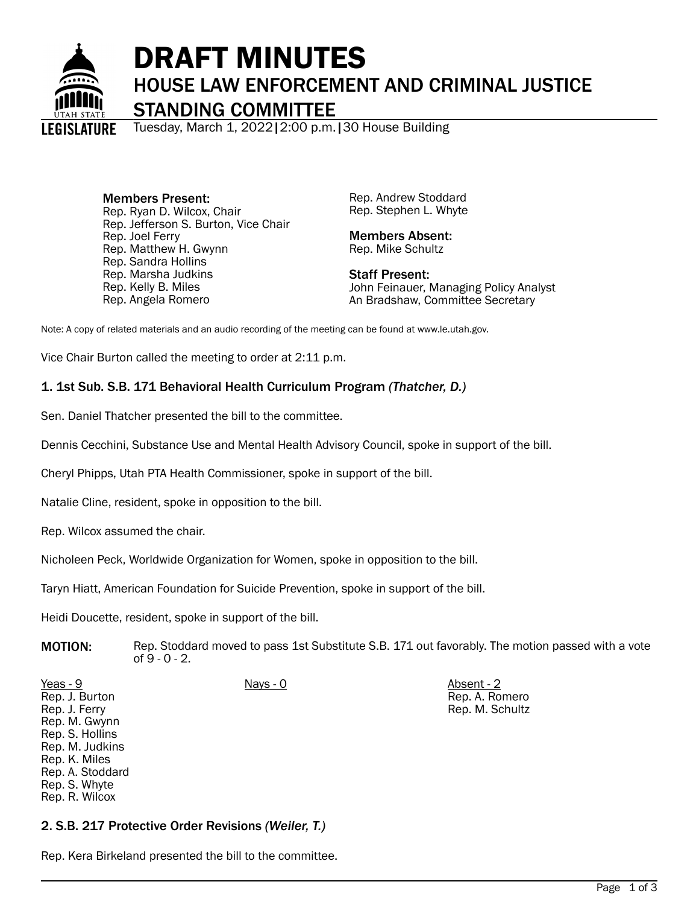# DRAFT MINUTES

## HOUSE LAW ENFORCEMENT AND CRIMINAL JUSTICE STANDING COMMITTEE

Tuesday, March 1, 2022 | 2:00 p.m. | 30 House Building

**Members Present:**
Rep. Ryan D. Wilcox, Chair
Rep. Jefferson S. Burton, Vice Chair
Rep. Joel Ferry
Rep. Matthew H. Gwynn
Rep. Sandra Hollins
Rep. Marsha Judkins
Rep. Kelly B. Miles
Rep. Angela Romero
Rep. Andrew Stoddard
Rep. Stephen L. Whyte

**Members Absent:**
Rep. Mike Schultz

**Staff Present:**
John Feinauer, Managing Policy Analyst
An Bradshaw, Committee Secretary

Note: A copy of related materials and an audio recording of the meeting can be found at www.le.utah.gov.

Vice Chair Burton called the meeting to order at 2:11 p.m.

### 1. 1st Sub. S.B. 171 Behavioral Health Curriculum Program *(Thatcher, D.)*

Sen. Daniel Thatcher presented the bill to the committee.

Dennis Cecchini, Substance Use and Mental Health Advisory Council, spoke in support of the bill.

Cheryl Phipps, Utah PTA Health Commissioner, spoke in support of the bill.

Natalie Cline, resident, spoke in opposition to the bill.

Rep. Wilcox assumed the chair.

Nicholeen Peck, Worldwide Organization for Women, spoke in opposition to the bill.

Taryn Hiatt, American Foundation for Suicide Prevention, spoke in support of the bill.

Heidi Doucette, resident, spoke in support of the bill.

**MOTION:** Rep. Stoddard moved to pass 1st Substitute S.B. 171 out favorably. The motion passed with a vote of 9 - 0 - 2.

| Yeas - 9 | Nays - 0 | Absent - 2 |
|---|---|---|
| Rep. J. Burton | | Rep. A. Romero |
| Rep. J. Ferry | | Rep. M. Schultz |
| Rep. M. Gwynn | | |
| Rep. S. Hollins | | |
| Rep. M. Judkins | | |
| Rep. K. Miles | | |
| Rep. A. Stoddard | | |
| Rep. S. Whyte | | |
| Rep. R. Wilcox | | |

### 2. S.B. 217 Protective Order Revisions *(Weiler, T.)*

Rep. Kera Birkeland presented the bill to the committee.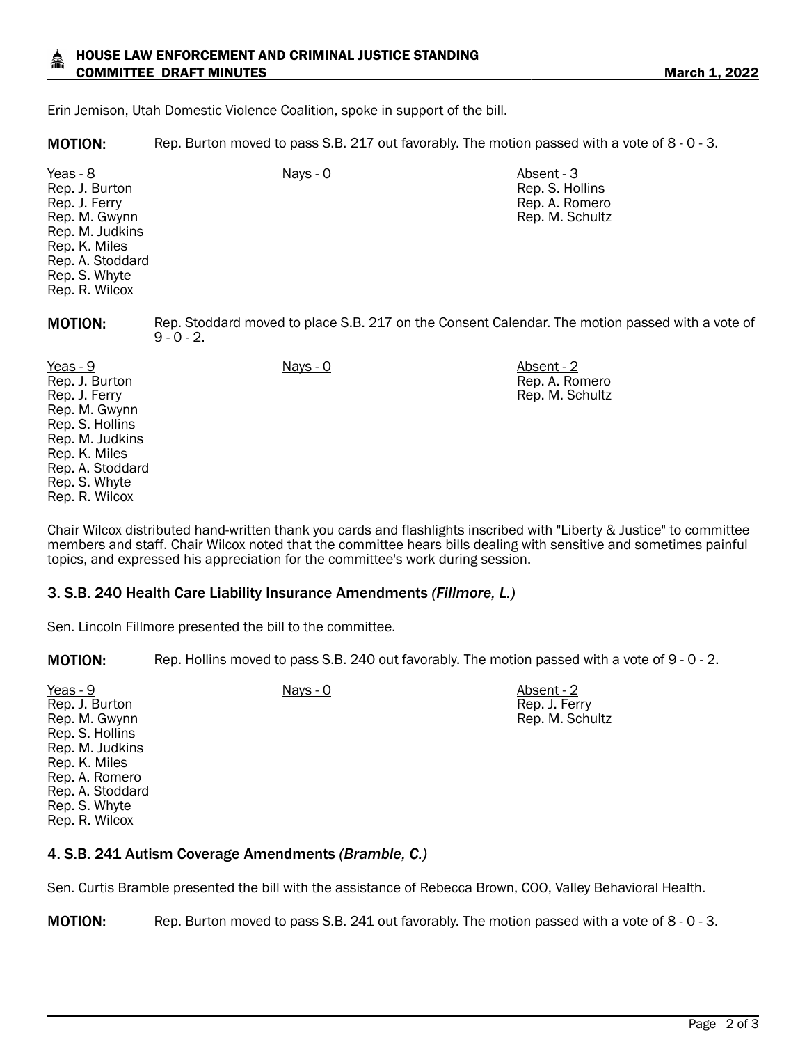Erin Jemison, Utah Domestic Violence Coalition, spoke in support of the bill.

**MOTION:** Rep. Burton moved to pass S.B. 217 out favorably. The motion passed with a vote of 8 - 0 - 3.

| Yeas - 8 | Nays - 0 | Absent - 3 |
|---|---|---|
| Rep. J. Burton | | Rep. S. Hollins |
| Rep. J. Ferry | | Rep. A. Romero |
| Rep. M. Gwynn | | Rep. M. Schultz |
| Rep. M. Judkins | | |
| Rep. K. Miles | | |
| Rep. A. Stoddard | | |
| Rep. S. Whyte | | |
| Rep. R. Wilcox | | |

**MOTION:** Rep. Stoddard moved to place S.B. 217 on the Consent Calendar. The motion passed with a vote of 9 - 0 - 2.

| Yeas - 9 | Nays - 0 | Absent - 2 |
|---|---|---|
| Rep. J. Burton | | Rep. A. Romero |
| Rep. J. Ferry | | Rep. M. Schultz |
| Rep. M. Gwynn | | |
| Rep. S. Hollins | | |
| Rep. M. Judkins | | |
| Rep. K. Miles | | |
| Rep. A. Stoddard | | |
| Rep. S. Whyte | | |
| Rep. R. Wilcox | | |

Chair Wilcox distributed hand-written thank you cards and flashlights inscribed with "Liberty & Justice" to committee members and staff. Chair Wilcox noted that the committee hears bills dealing with sensitive and sometimes painful topics, and expressed his appreciation for the committee's work during session.

### 3. S.B. 240 Health Care Liability Insurance Amendments *(Fillmore, L.)*

Sen. Lincoln Fillmore presented the bill to the committee.

**MOTION:** Rep. Hollins moved to pass S.B. 240 out favorably. The motion passed with a vote of 9 - 0 - 2.

| Yeas - 9 | Nays - 0 | Absent - 2 |
|---|---|---|
| Rep. J. Burton | | Rep. J. Ferry |
| Rep. M. Gwynn | | Rep. M. Schultz |
| Rep. S. Hollins | | |
| Rep. M. Judkins | | |
| Rep. K. Miles | | |
| Rep. A. Romero | | |
| Rep. A. Stoddard | | |
| Rep. S. Whyte | | |
| Rep. R. Wilcox | | |

### 4. S.B. 241 Autism Coverage Amendments *(Bramble, C.)*

Sen. Curtis Bramble presented the bill with the assistance of Rebecca Brown, COO, Valley Behavioral Health.

**MOTION:** Rep. Burton moved to pass S.B. 241 out favorably. The motion passed with a vote of 8 - 0 - 3.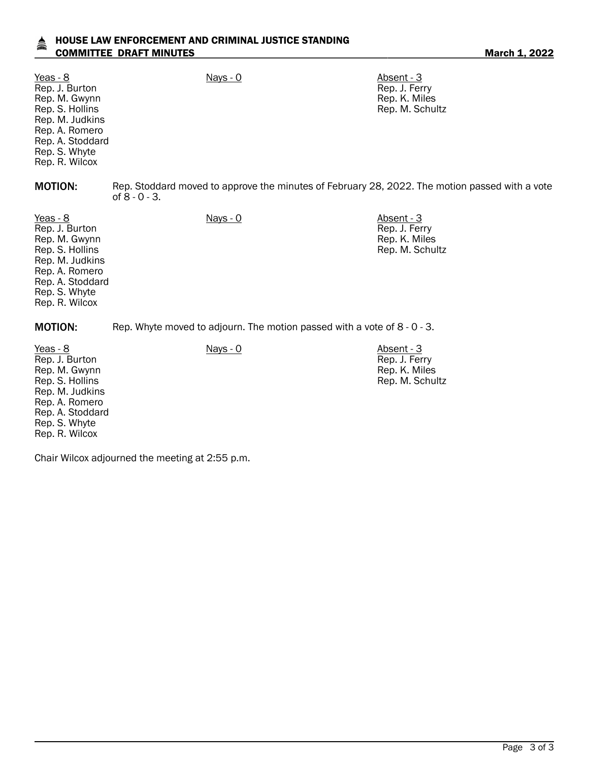| Yeas - 8 | Nays - 0 | Absent - 3 |
|---|---|---|
| Rep. J. Burton | | Rep. J. Ferry |
| Rep. M. Gwynn | | Rep. K. Miles |
| Rep. S. Hollins | | Rep. M. Schultz |
| Rep. M. Judkins | | |
| Rep. A. Romero | | |
| Rep. A. Stoddard | | |
| Rep. S. Whyte | | |
| Rep. R. Wilcox | | |

**MOTION:** Rep. Stoddard moved to approve the minutes of February 28, 2022. The motion passed with a vote of 8 - 0 - 3.

| Yeas - 8 | Nays - 0 | Absent - 3 |
|---|---|---|
| Rep. J. Burton | | Rep. J. Ferry |
| Rep. M. Gwynn | | Rep. K. Miles |
| Rep. S. Hollins | | Rep. M. Schultz |
| Rep. M. Judkins | | |
| Rep. A. Romero | | |
| Rep. A. Stoddard | | |
| Rep. S. Whyte | | |
| Rep. R. Wilcox | | |

**MOTION:** Rep. Whyte moved to adjourn. The motion passed with a vote of 8 - 0 - 3.

| Yeas - 8 | Nays - 0 | Absent - 3 |
|---|---|---|
| Rep. J. Burton | | Rep. J. Ferry |
| Rep. M. Gwynn | | Rep. K. Miles |
| Rep. S. Hollins | | Rep. M. Schultz |
| Rep. M. Judkins | | |
| Rep. A. Romero | | |
| Rep. A. Stoddard | | |
| Rep. S. Whyte | | |
| Rep. R. Wilcox | | |

Chair Wilcox adjourned the meeting at 2:55 p.m.